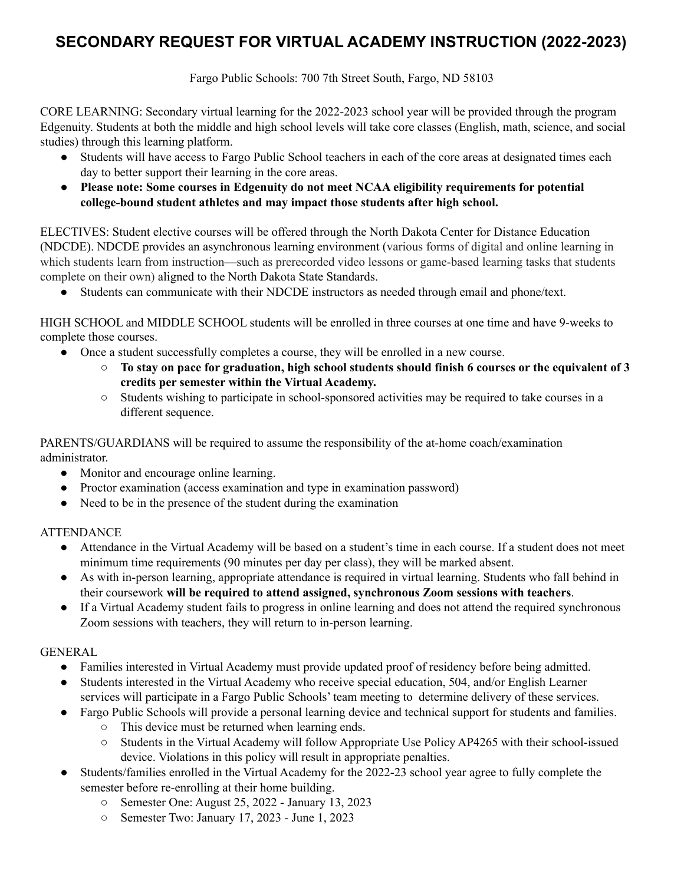# SECONDARY REQUEST FOR VIRTUAL ACADEMY INSTRUCTION (2022-2023)

Fargo Public Schools: 700 7th Street South, Fargo, ND 58103

CORE LEARNING: Secondary virtual learning for the 2022-2023 school year will be provided through the program Edgenuity. Students at both the middle and high school levels will take core classes (English, math, science, and social studies) through this learning platform.

- Students will have access to Fargo Public School teachers in each of the core areas at designated times each day to better support their learning in the core areas.
- **Please note: Some courses in Edgenuity do not meet NCAA eligibility requirements for potential college-bound student athletes and may impact those students after high school.**

ELECTIVES: Student elective courses will be offered through the North Dakota Center for Distance Education (NDCDE). NDCDE provides an asynchronous learning environment (various forms of digital and online learning in which students learn from instruction—such as prerecorded video lessons or game-based learning tasks that students complete on their own) aligned to the North Dakota State Standards.

- Students can communicate with their NDCDE instructors as needed through email and phone/text.

HIGH SCHOOL and MIDDLE SCHOOL students will be enrolled in three courses at one time and have 9-weeks to complete those courses.

- Once a student successfully completes a course, they will be enrolled in a new course.
  - **To stay on pace for graduation, high school students should finish 6 courses or the equivalent of 3 credits per semester within the Virtual Academy.**
  - Students wishing to participate in school-sponsored activities may be required to take courses in a different sequence.

PARENTS/GUARDIANS will be required to assume the responsibility of the at-home coach/examination administrator.

- Monitor and encourage online learning.
- Proctor examination (access examination and type in examination password)
- Need to be in the presence of the student during the examination

ATTENDANCE

- Attendance in the Virtual Academy will be based on a student's time in each course. If a student does not meet minimum time requirements (90 minutes per day per class), they will be marked absent.
- As with in-person learning, appropriate attendance is required in virtual learning. Students who fall behind in their coursework **will be required to attend assigned, synchronous Zoom sessions with teachers**.
- If a Virtual Academy student fails to progress in online learning and does not attend the required synchronous Zoom sessions with teachers, they will return to in-person learning.

GENERAL

- Families interested in Virtual Academy must provide updated proof of residency before being admitted.
- Students interested in the Virtual Academy who receive special education, 504, and/or English Learner services will participate in a Fargo Public Schools' team meeting to determine delivery of these services.
- Fargo Public Schools will provide a personal learning device and technical support for students and families.
  - This device must be returned when learning ends.
  - Students in the Virtual Academy will follow Appropriate Use Policy AP4265 with their school-issued device. Violations in this policy will result in appropriate penalties.
- Students/families enrolled in the Virtual Academy for the 2022-23 school year agree to fully complete the semester before re-enrolling at their home building.
  - Semester One: August 25, 2022 - January 13, 2023
  - Semester Two: January 17, 2023 - June 1, 2023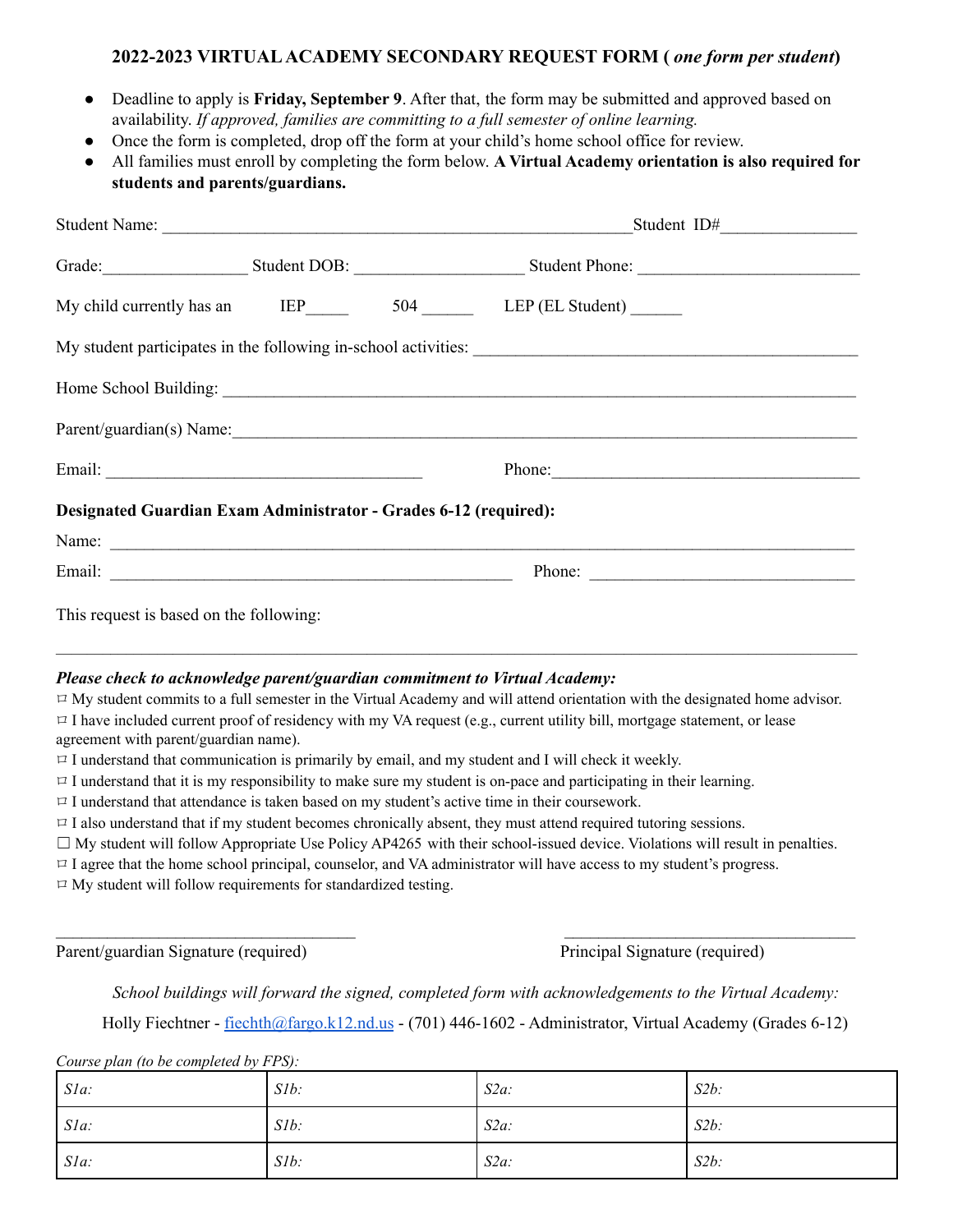## 2022-2023 VIRTUAL ACADEMY SECONDARY REQUEST FORM ( *one form per student*)

- Deadline to apply is **Friday, September 9**. After that, the form may be submitted and approved based on availability. *If approved, families are committing to a full semester of online learning.*
- Once the form is completed, drop off the form at your child's home school office for review.
- All families must enroll by completing the form below. **A Virtual Academy orientation is also required for students and parents/guardians.**

Student Name: ________________________________________________ Student ID#______________

Grade:_______________ Student DOB: _________________ Student Phone: _______________________

My child currently has an IEP_____ 504 ______ LEP (EL Student) ______

My student participates in the following in-school activities: ______________________________________

Home School Building: ________________________________________________________________

Parent/guardian(s) Name:______________________________________________________________

Email: ________________________________ Phone:_______________________________

**Designated Guardian Exam Administrator - Grades 6-12 (required):**

Name: _____________________________________________________________________________

Email: ________________________________________ Phone: __________________________

This request is based on the following:

_____________________________________________________________________________________

***Please check to acknowledge parent/guardian commitment to Virtual Academy:***

☐ My student commits to a full semester in the Virtual Academy and will attend orientation with the designated home advisor.
☐ I have included current proof of residency with my VA request (e.g., current utility bill, mortgage statement, or lease agreement with parent/guardian name).
☐ I understand that communication is primarily by email, and my student and I will check it weekly.
☐ I understand that it is my responsibility to make sure my student is on-pace and participating in their learning.
☐ I understand that attendance is taken based on my student's active time in their coursework.
☐ I also understand that if my student becomes chronically absent, they must attend required tutoring sessions.
☐ My student will follow Appropriate Use Policy AP4265 with their school-issued device. Violations will result in penalties.
☐ I agree that the home school principal, counselor, and VA administrator will have access to my student's progress.
☐ My student will follow requirements for standardized testing.

________________________________ ________________________________

Parent/guardian Signature (required) Principal Signature (required)

*School buildings will forward the signed, completed form with acknowledgements to the Virtual Academy:*

Holly Fiechtner - fiechth@fargo.k12.nd.us - (701) 446-1602 - Administrator, Virtual Academy (Grades 6-12)

*Course plan (to be completed by FPS):*

| | | | |
|---|---|---|---|
| *S1a:* | *S1b:* | *S2a:* | *S2b:* |
| *S1a:* | *S1b:* | *S2a:* | *S2b:* |
| *S1a:* | *S1b:* | *S2a:* | *S2b:* |